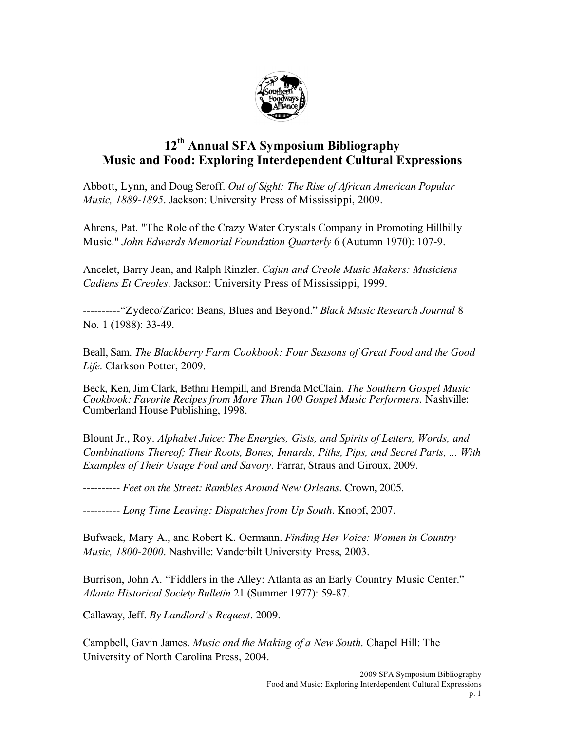# 12th Annual SFA Symposium Bibliography
# Music and Food: Exploring Interdependent Cultural Expressions

Abbott, Lynn, and Doug Seroff. *Out of Sight: The Rise of African American Popular Music, 1889-1895*. Jackson: University Press of Mississippi, 2009.

Ahrens, Pat. "The Role of the Crazy Water Crystals Company in Promoting Hillbilly Music." *John Edwards Memorial Foundation Quarterly* 6 (Autumn 1970): 107-9.

Ancelet, Barry Jean, and Ralph Rinzler. *Cajun and Creole Music Makers: Musiciens Cadiens Et Creoles*. Jackson: University Press of Mississippi, 1999.

----------"Zydeco/Zarico: Beans, Blues and Beyond." *Black Music Research Journal* 8 No. 1 (1988): 33-49.

Beall, Sam. *The Blackberry Farm Cookbook: Four Seasons of Great Food and the Good Life*. Clarkson Potter, 2009.

Beck, Ken, Jim Clark, Bethni Hempill, and Brenda McClain. *The Southern Gospel Music Cookbook: Favorite Recipes from More Than 100 Gospel Music Performers*. Nashville: Cumberland House Publishing, 1998.

Blount Jr., Roy. *Alphabet Juice: The Energies, Gists, and Spirits of Letters, Words, and Combinations Thereof; Their Roots, Bones, Innards, Piths, Pips, and Secret Parts, ... With Examples of Their Usage Foul and Savory*. Farrar, Straus and Giroux, 2009.

---------- *Feet on the Street: Rambles Around New Orleans*. Crown, 2005.

---------- *Long Time Leaving: Dispatches from Up South*. Knopf, 2007.

Bufwack, Mary A., and Robert K. Oermann. *Finding Her Voice: Women in Country Music, 1800-2000*. Nashville: Vanderbilt University Press, 2003.

Burrison, John A. "Fiddlers in the Alley: Atlanta as an Early Country Music Center." *Atlanta Historical Society Bulletin* 21 (Summer 1977): 59-87.

Callaway, Jeff. *By Landlord's Request*. 2009.

Campbell, Gavin James. *Music and the Making of a New South*. Chapel Hill: The University of North Carolina Press, 2004.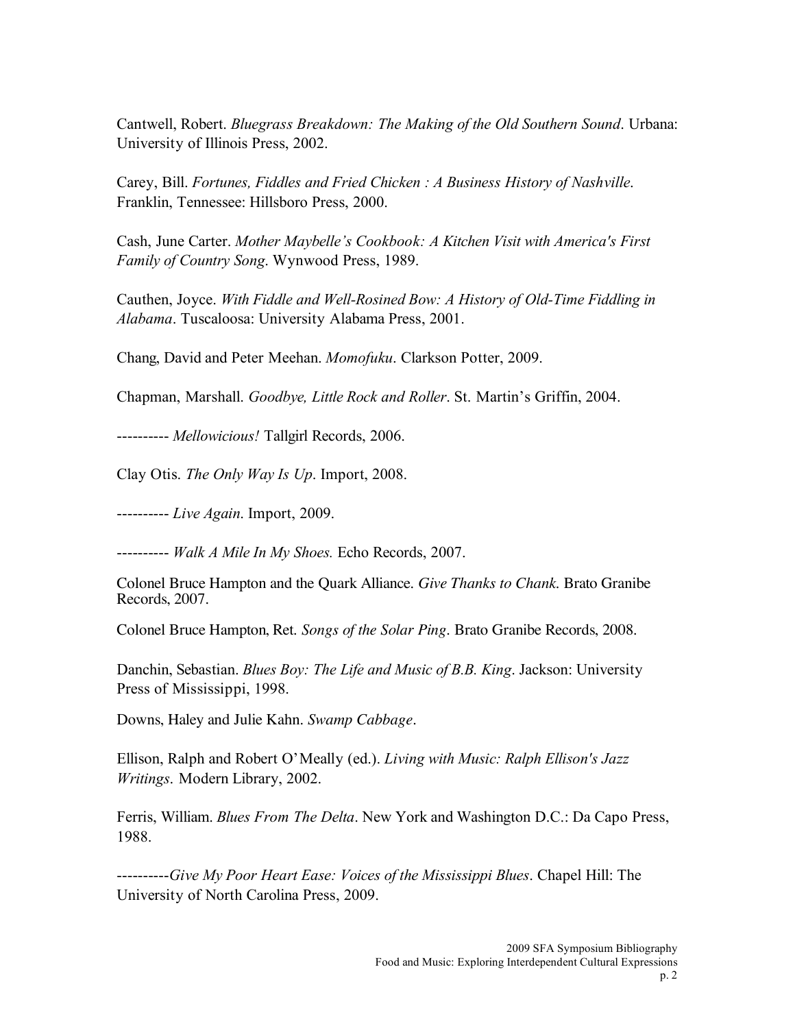Cantwell, Robert. *Bluegrass Breakdown: The Making of the Old Southern Sound*. Urbana: University of Illinois Press, 2002.

Carey, Bill. *Fortunes, Fiddles and Fried Chicken : A Business History of Nashville*. Franklin, Tennessee: Hillsboro Press, 2000.

Cash, June Carter. *Mother Maybelle's Cookbook: A Kitchen Visit with America's First Family of Country Song*. Wynwood Press, 1989.

Cauthen, Joyce. *With Fiddle and Well-Rosined Bow: A History of Old-Time Fiddling in Alabama*. Tuscaloosa: University Alabama Press, 2001.

Chang, David and Peter Meehan. *Momofuku*. Clarkson Potter, 2009.

Chapman, Marshall. *Goodbye, Little Rock and Roller*. St. Martin's Griffin, 2004.

---------- *Mellowicious!* Tallgirl Records, 2006.

Clay Otis. *The Only Way Is Up*. Import, 2008.

---------- *Live Again*. Import, 2009.

---------- *Walk A Mile In My Shoes.* Echo Records, 2007.

Colonel Bruce Hampton and the Quark Alliance. *Give Thanks to Chank.* Brato Granibe Records, 2007.

Colonel Bruce Hampton, Ret. *Songs of the Solar Ping*. Brato Granibe Records, 2008.

Danchin, Sebastian. *Blues Boy: The Life and Music of B.B. King*. Jackson: University Press of Mississippi, 1998.

Downs, Haley and Julie Kahn. *Swamp Cabbage*.

Ellison, Ralph and Robert O'Meally (ed.). *Living with Music: Ralph Ellison's Jazz Writings.* Modern Library, 2002.

Ferris, William. *Blues From The Delta*. New York and Washington D.C.: Da Capo Press, 1988.

----------*Give My Poor Heart Ease: Voices of the Mississippi Blues*. Chapel Hill: The University of North Carolina Press, 2009.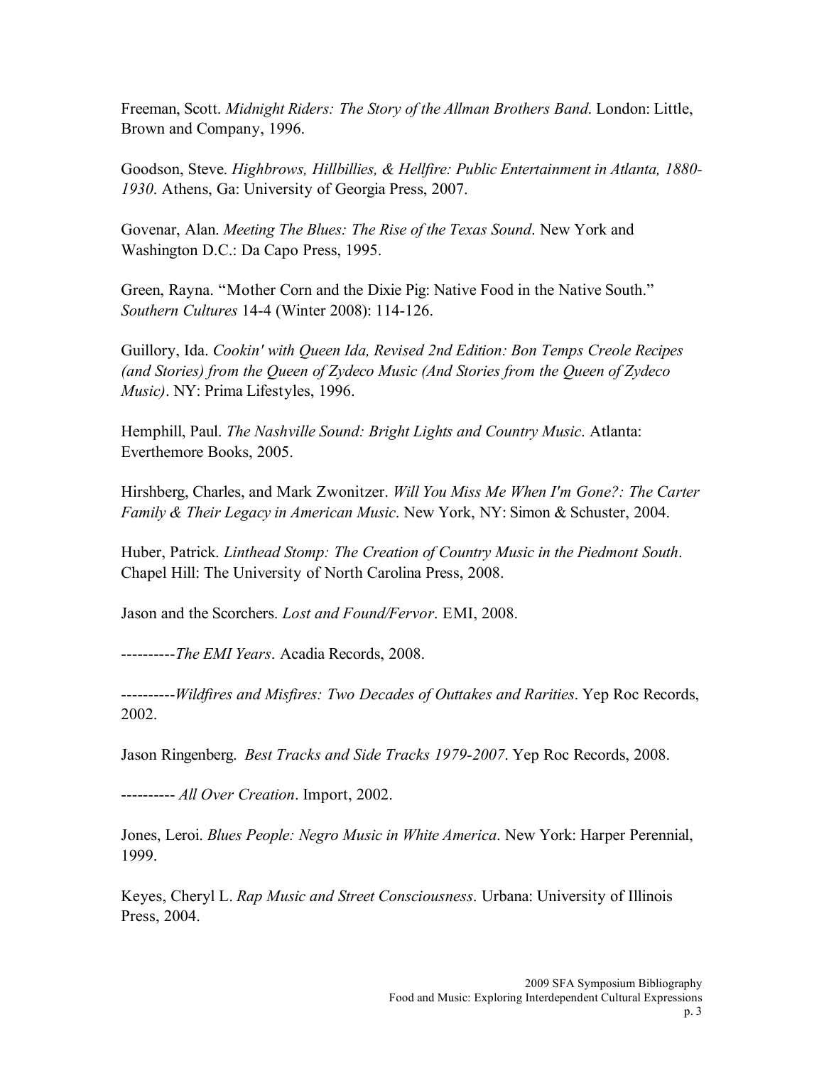Freeman, Scott. *Midnight Riders: The Story of the Allman Brothers Band*. London: Little, Brown and Company, 1996.

Goodson, Steve. *Highbrows, Hillbillies, & Hellfire: Public Entertainment in Atlanta, 1880-1930*. Athens, Ga: University of Georgia Press, 2007.

Govenar, Alan. *Meeting The Blues: The Rise of the Texas Sound*. New York and Washington D.C.: Da Capo Press, 1995.

Green, Rayna. "Mother Corn and the Dixie Pig: Native Food in the Native South." *Southern Cultures* 14-4 (Winter 2008): 114-126.

Guillory, Ida. *Cookin' with Queen Ida, Revised 2nd Edition: Bon Temps Creole Recipes (and Stories) from the Queen of Zydeco Music (And Stories from the Queen of Zydeco Music)*. NY: Prima Lifestyles, 1996.

Hemphill, Paul. *The Nashville Sound: Bright Lights and Country Music*. Atlanta: Everthemore Books, 2005.

Hirshberg, Charles, and Mark Zwonitzer. *Will You Miss Me When I'm Gone?: The Carter Family & Their Legacy in American Music*. New York, NY: Simon & Schuster, 2004.

Huber, Patrick. *Linthead Stomp: The Creation of Country Music in the Piedmont South*. Chapel Hill: The University of North Carolina Press, 2008.

Jason and the Scorchers. *Lost and Found/Fervor*. EMI, 2008.

----------*The EMI Years*. Acadia Records, 2008.

----------*Wildfires and Misfires: Two Decades of Outtakes and Rarities*. Yep Roc Records, 2002.

Jason Ringenberg. *Best Tracks and Side Tracks 1979-2007*. Yep Roc Records, 2008.

---------- *All Over Creation*. Import, 2002.

Jones, Leroi. *Blues People: Negro Music in White America*. New York: Harper Perennial, 1999.

Keyes, Cheryl L. *Rap Music and Street Consciousness*. Urbana: University of Illinois Press, 2004.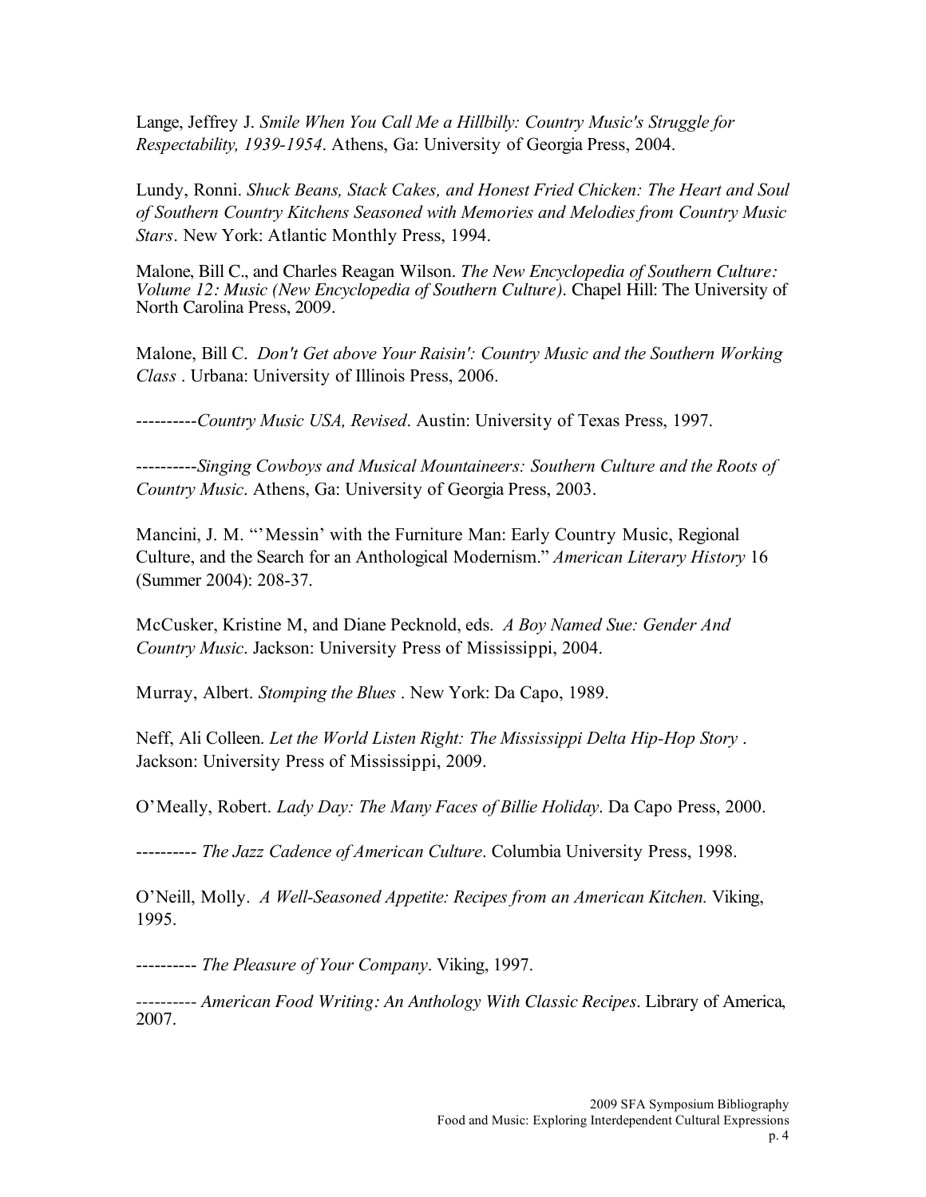Lange, Jeffrey J. *Smile When You Call Me a Hillbilly: Country Music's Struggle for Respectability, 1939-1954*. Athens, Ga: University of Georgia Press, 2004.

Lundy, Ronni. *Shuck Beans, Stack Cakes, and Honest Fried Chicken: The Heart and Soul of Southern Country Kitchens Seasoned with Memories and Melodies from Country Music Stars*. New York: Atlantic Monthly Press, 1994.

Malone, Bill C., and Charles Reagan Wilson. *The New Encyclopedia of Southern Culture: Volume 12: Music (New Encyclopedia of Southern Culture)*. Chapel Hill: The University of North Carolina Press, 2009.

Malone, Bill C. *Don't Get above Your Raisin': Country Music and the Southern Working Class* . Urbana: University of Illinois Press, 2006.

----------*Country Music USA, Revised*. Austin: University of Texas Press, 1997.

----------*Singing Cowboys and Musical Mountaineers: Southern Culture and the Roots of Country Music*. Athens, Ga: University of Georgia Press, 2003.

Mancini, J. M. "'Messin' with the Furniture Man: Early Country Music, Regional Culture, and the Search for an Anthological Modernism." *American Literary History* 16 (Summer 2004): 208-37.

McCusker, Kristine M, and Diane Pecknold, eds. *A Boy Named Sue: Gender And Country Music*. Jackson: University Press of Mississippi, 2004.

Murray, Albert. *Stomping the Blues* . New York: Da Capo, 1989.

Neff, Ali Colleen. *Let the World Listen Right: The Mississippi Delta Hip-Hop Story* . Jackson: University Press of Mississippi, 2009.

O'Meally, Robert. *Lady Day: The Many Faces of Billie Holiday*. Da Capo Press, 2000.

---------- *The Jazz Cadence of American Culture*. Columbia University Press, 1998.

O'Neill, Molly. *A Well-Seasoned Appetite: Recipes from an American Kitchen.* Viking, 1995.

---------- *The Pleasure of Your Company*. Viking, 1997.

---------- *American Food Writing: An Anthology With Classic Recipes*. Library of America, 2007.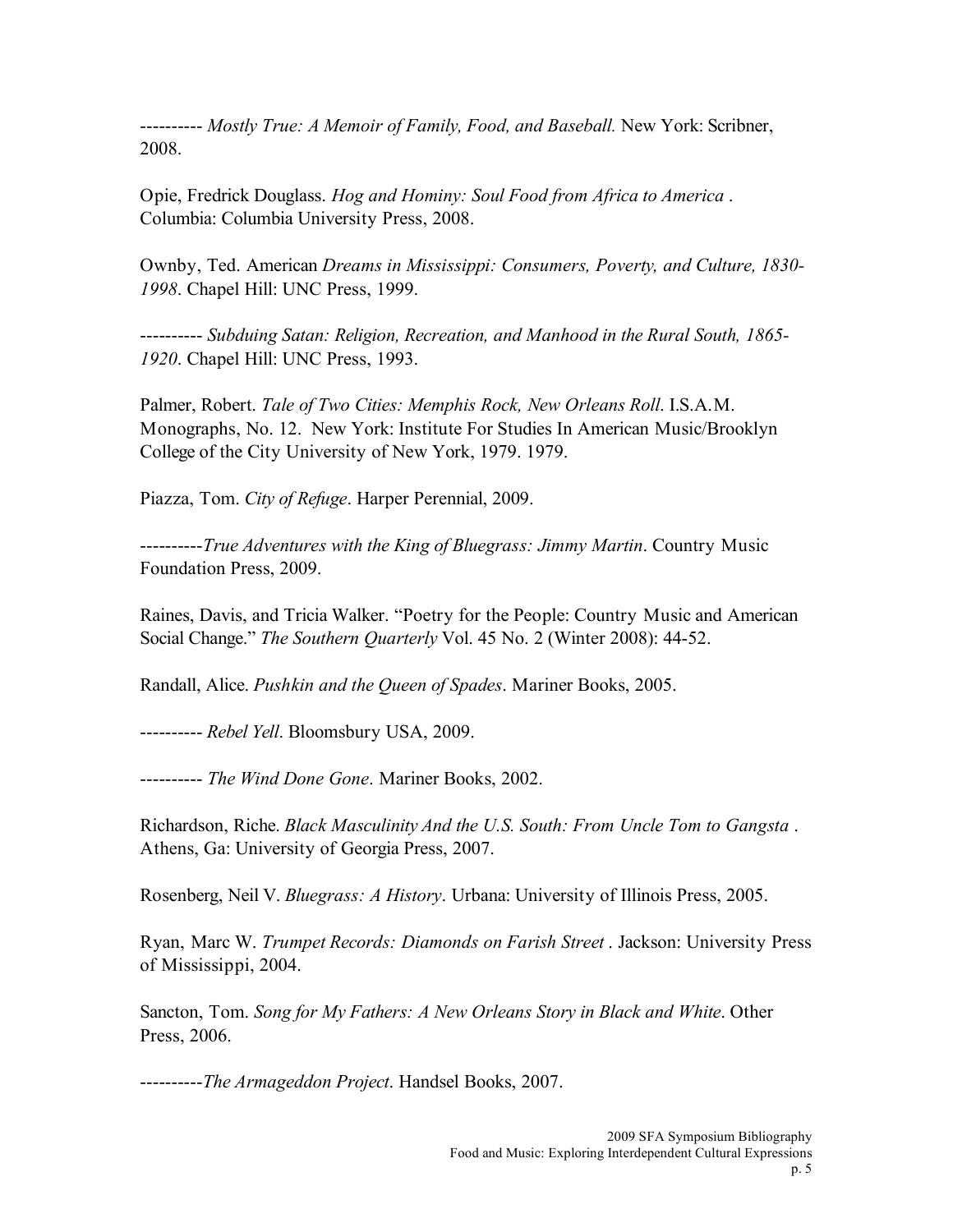---------- *Mostly True: A Memoir of Family, Food, and Baseball.* New York: Scribner, 2008.

Opie, Fredrick Douglass. *Hog and Hominy: Soul Food from Africa to America* . Columbia: Columbia University Press, 2008.

Ownby, Ted. American *Dreams in Mississippi: Consumers, Poverty, and Culture, 1830-1998*. Chapel Hill: UNC Press, 1999.

---------- *Subduing Satan: Religion, Recreation, and Manhood in the Rural South, 1865-1920*. Chapel Hill: UNC Press, 1993.

Palmer, Robert. *Tale of Two Cities: Memphis Rock, New Orleans Roll*. I.S.A.M. Monographs, No. 12. New York: Institute For Studies In American Music/Brooklyn College of the City University of New York, 1979. 1979.

Piazza, Tom. *City of Refuge*. Harper Perennial, 2009.

----------*True Adventures with the King of Bluegrass: Jimmy Martin*. Country Music Foundation Press, 2009.

Raines, Davis, and Tricia Walker. "Poetry for the People: Country Music and American Social Change." *The Southern Quarterly* Vol. 45 No. 2 (Winter 2008): 44-52.

Randall, Alice. *Pushkin and the Queen of Spades*. Mariner Books, 2005.

---------- *Rebel Yell*. Bloomsbury USA, 2009.

---------- *The Wind Done Gone*. Mariner Books, 2002.

Richardson, Riche. *Black Masculinity And the U.S. South: From Uncle Tom to Gangsta* . Athens, Ga: University of Georgia Press, 2007.

Rosenberg, Neil V. *Bluegrass: A History*. Urbana: University of Illinois Press, 2005.

Ryan, Marc W. *Trumpet Records: Diamonds on Farish Street* . Jackson: University Press of Mississippi, 2004.

Sancton, Tom. *Song for My Fathers: A New Orleans Story in Black and White*. Other Press, 2006.

----------*The Armageddon Project*. Handsel Books, 2007.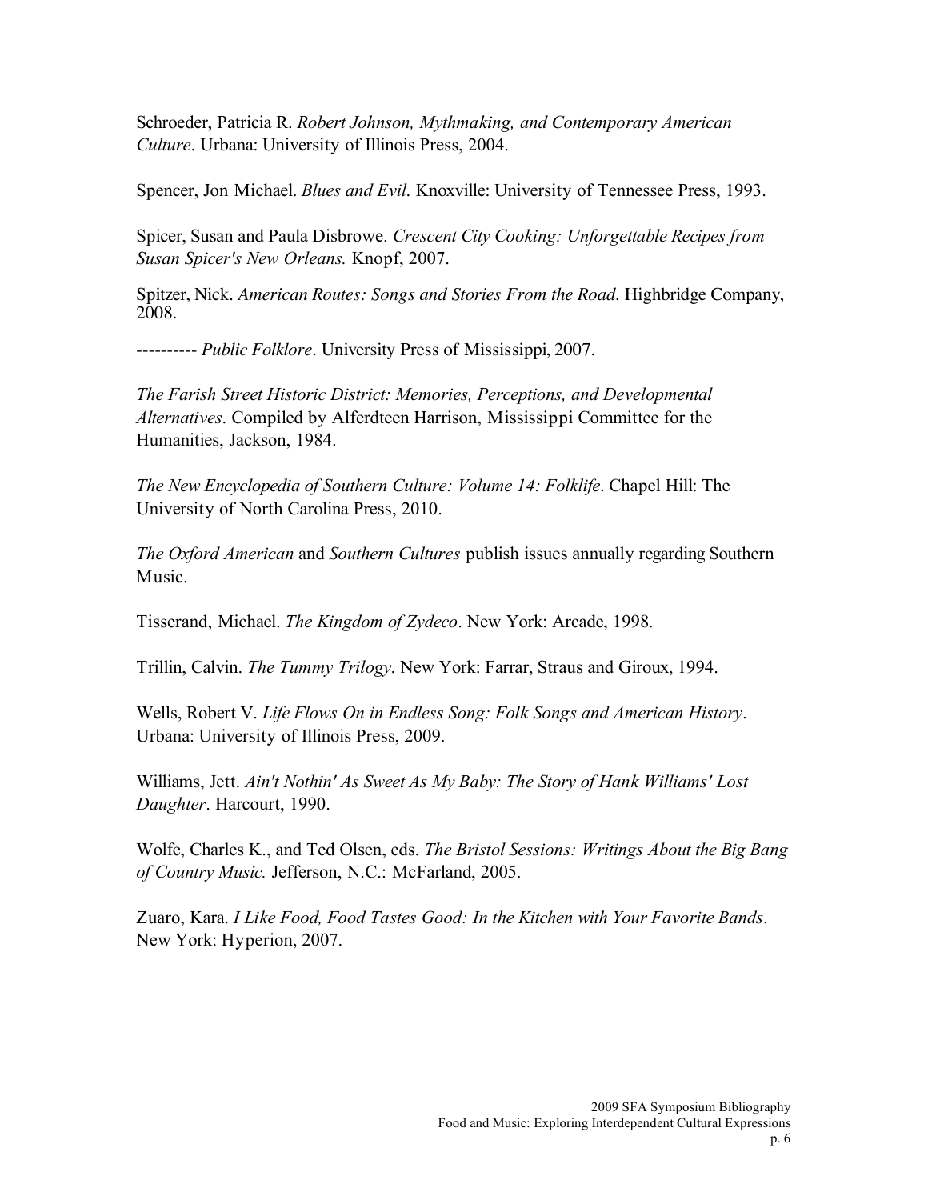Schroeder, Patricia R. *Robert Johnson, Mythmaking, and Contemporary American Culture*. Urbana: University of Illinois Press, 2004.

Spencer, Jon Michael. *Blues and Evil*. Knoxville: University of Tennessee Press, 1993.

Spicer, Susan and Paula Disbrowe. *Crescent City Cooking: Unforgettable Recipes from Susan Spicer's New Orleans.* Knopf, 2007.

Spitzer, Nick. *American Routes: Songs and Stories From the Road*. Highbridge Company, 2008.

---------- *Public Folklore*. University Press of Mississippi, 2007.

*The Farish Street Historic District: Memories, Perceptions, and Developmental Alternatives*. Compiled by Alferdteen Harrison, Mississippi Committee for the Humanities, Jackson, 1984.

*The New Encyclopedia of Southern Culture: Volume 14: Folklife*. Chapel Hill: The University of North Carolina Press, 2010.

*The Oxford American* and *Southern Cultures* publish issues annually regarding Southern Music.

Tisserand, Michael. *The Kingdom of Zydeco*. New York: Arcade, 1998.

Trillin, Calvin. *The Tummy Trilogy*. New York: Farrar, Straus and Giroux, 1994.

Wells, Robert V. *Life Flows On in Endless Song: Folk Songs and American History*. Urbana: University of Illinois Press, 2009.

Williams, Jett. *Ain't Nothin' As Sweet As My Baby: The Story of Hank Williams' Lost Daughter*. Harcourt, 1990.

Wolfe, Charles K., and Ted Olsen, eds. *The Bristol Sessions: Writings About the Big Bang of Country Music.* Jefferson, N.C.: McFarland, 2005.

Zuaro, Kara. *I Like Food, Food Tastes Good: In the Kitchen with Your Favorite Bands*. New York: Hyperion, 2007.